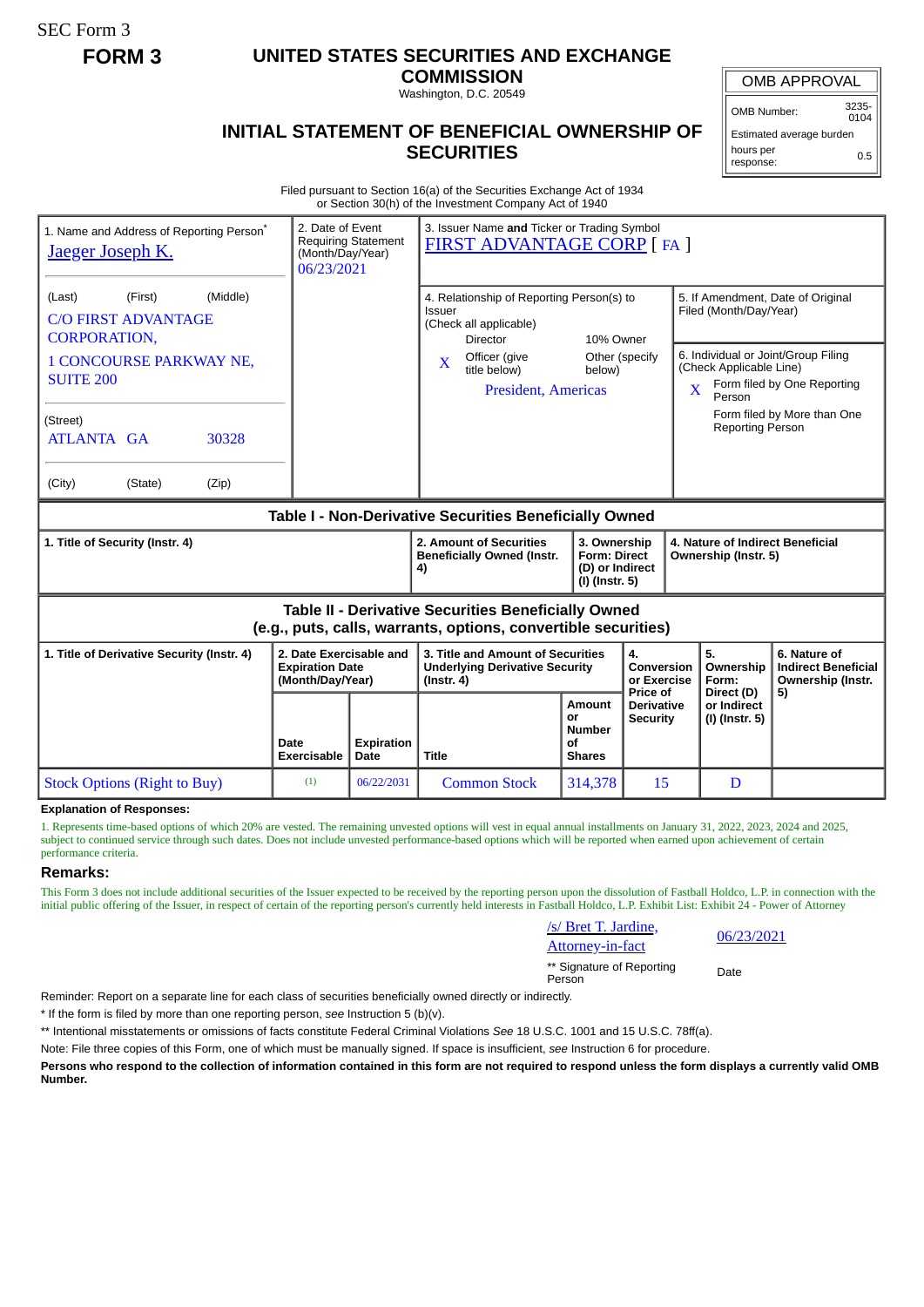SEC Form 3

**FORM 3**

# UNITED STATES SECURITIES AND EXCHANGE COMMISSION

Washington, D.C. 20549

## INITIAL STATEMENT OF BENEFICIAL OWNERSHIP OF SECURITIES

| OMB APPROVAL | |
|---|---|
| OMB Number: | 3235-0104 |
| Estimated average burden | |
| hours per response: | 0.5 |

Filed pursuant to Section 16(a) of the Securities Exchange Act of 1934
or Section 30(h) of the Investment Company Act of 1940

1. Name and Address of Reporting Person*
Jaeger Joseph K.

(Last) (First) (Middle)
C/O FIRST ADVANTAGE CORPORATION,
1 CONCOURSE PARKWAY NE, SUITE 200

(Street)
ATLANTA GA 30328

(City) (State) (Zip)

2. Date of Event Requiring Statement (Month/Day/Year)
06/23/2021

3. Issuer Name and Ticker or Trading Symbol
FIRST ADVANTAGE CORP [ FA ]

4. Relationship of Reporting Person(s) to Issuer (Check all applicable)
Director
10% Owner
X Officer (give title below)
Other (specify below)
President, Americas

5. If Amendment, Date of Original Filed (Month/Day/Year)

6. Individual or Joint/Group Filing (Check Applicable Line)
X Form filed by One Reporting Person
Form filed by More than One Reporting Person

### Table I - Non-Derivative Securities Beneficially Owned

| 1. Title of Security (Instr. 4) | 2. Amount of Securities Beneficially Owned (Instr. 4) | 3. Ownership Form: Direct (D) or Indirect (I) (Instr. 5) | 4. Nature of Indirect Beneficial Ownership (Instr. 5) |
|---|---|---|---|

### Table II - Derivative Securities Beneficially Owned (e.g., puts, calls, warrants, options, convertible securities)

| 1. Title of Derivative Security (Instr. 4) | 2. Date Exercisable and Expiration Date (Month/Day/Year) | | 3. Title and Amount of Securities Underlying Derivative Security (Instr. 4) | | 4. Conversion or Exercise Price of Derivative Security | 5. Ownership Form: Direct (D) or Indirect (I) (Instr. 5) | 6. Nature of Indirect Beneficial Ownership (Instr. 5) |
|---|---|---|---|---|---|---|---|
| | Date Exercisable | Expiration Date | Title | Amount or Number of Shares | | | |
| Stock Options (Right to Buy) | (1) | 06/22/2031 | Common Stock | 314,378 | 15 | D | |

**Explanation of Responses:**

1. Represents time-based options of which 20% are vested. The remaining unvested options will vest in equal annual installments on January 31, 2022, 2023, 2024 and 2025, subject to continued service through such dates. Does not include unvested performance-based options which will be reported when earned upon achievement of certain performance criteria.

**Remarks:**

This Form 3 does not include additional securities of the Issuer expected to be received by the reporting person upon the dissolution of Fastball Holdco, L.P. in connection with the initial public offering of the Issuer, in respect of certain of the reporting person's currently held interests in Fastball Holdco, L.P. Exhibit List: Exhibit 24 - Power of Attorney

/s/ Bret T. Jardine, Attorney-in-fact — 06/23/2021

** Signature of Reporting Person — Date

Reminder: Report on a separate line for each class of securities beneficially owned directly or indirectly.

* If the form is filed by more than one reporting person, *see* Instruction 5 (b)(v).

** Intentional misstatements or omissions of facts constitute Federal Criminal Violations *See* 18 U.S.C. 1001 and 15 U.S.C. 78ff(a).

Note: File three copies of this Form, one of which must be manually signed. If space is insufficient, *see* Instruction 6 for procedure.

**Persons who respond to the collection of information contained in this form are not required to respond unless the form displays a currently valid OMB Number.**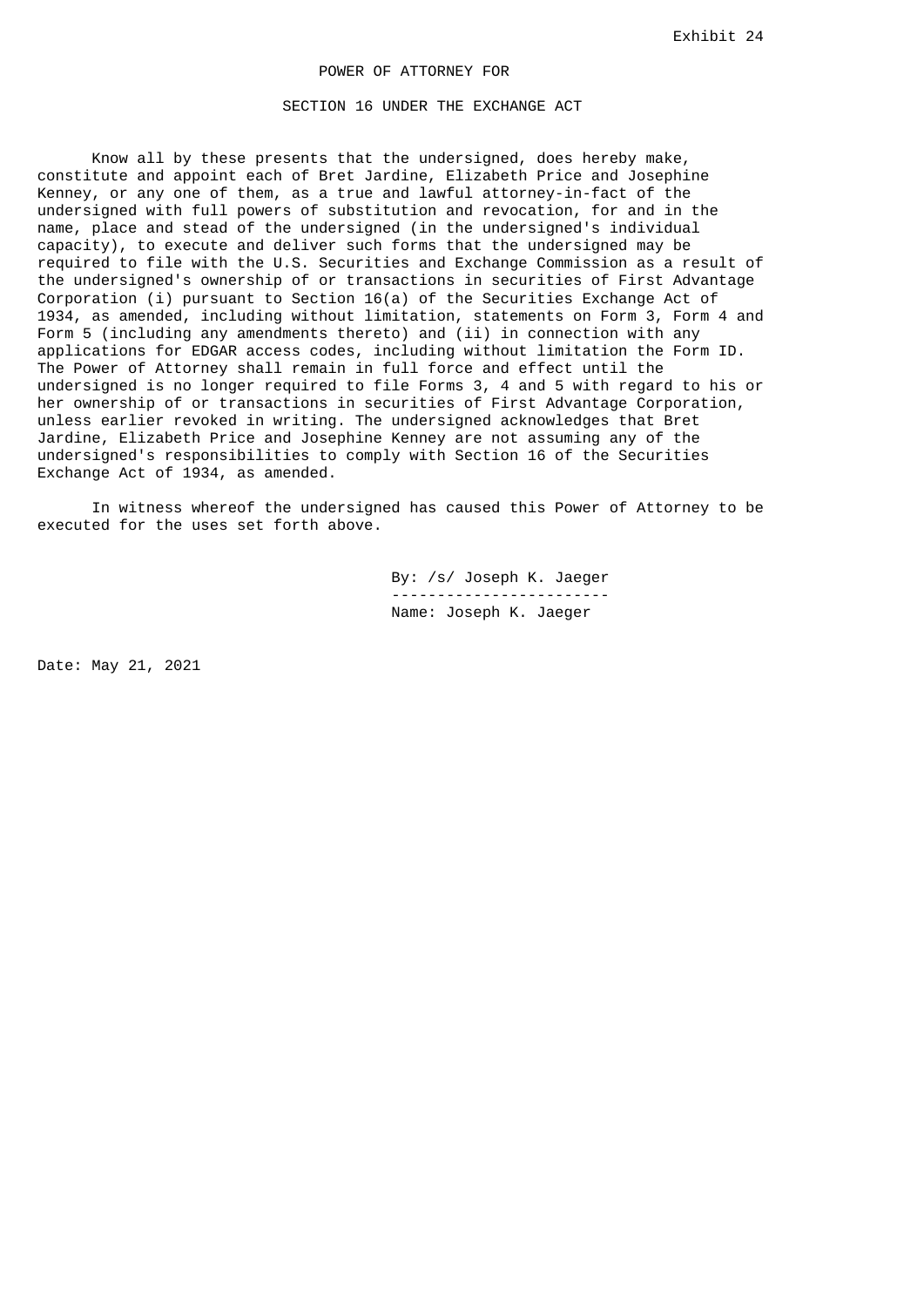Exhibit 24

# POWER OF ATTORNEY FOR

## SECTION 16 UNDER THE EXCHANGE ACT

Know all by these presents that the undersigned, does hereby make, constitute and appoint each of Bret Jardine, Elizabeth Price and Josephine Kenney, or any one of them, as a true and lawful attorney-in-fact of the undersigned with full powers of substitution and revocation, for and in the name, place and stead of the undersigned (in the undersigned's individual capacity), to execute and deliver such forms that the undersigned may be required to file with the U.S. Securities and Exchange Commission as a result of the undersigned's ownership of or transactions in securities of First Advantage Corporation (i) pursuant to Section 16(a) of the Securities Exchange Act of 1934, as amended, including without limitation, statements on Form 3, Form 4 and Form 5 (including any amendments thereto) and (ii) in connection with any applications for EDGAR access codes, including without limitation the Form ID. The Power of Attorney shall remain in full force and effect until the undersigned is no longer required to file Forms 3, 4 and 5 with regard to his or her ownership of or transactions in securities of First Advantage Corporation, unless earlier revoked in writing. The undersigned acknowledges that Bret Jardine, Elizabeth Price and Josephine Kenney are not assuming any of the undersigned's responsibilities to comply with Section 16 of the Securities Exchange Act of 1934, as amended.

In witness whereof the undersigned has caused this Power of Attorney to be executed for the uses set forth above.

By: /s/ Joseph K. Jaeger

Name: Joseph K. Jaeger

Date: May 21, 2021